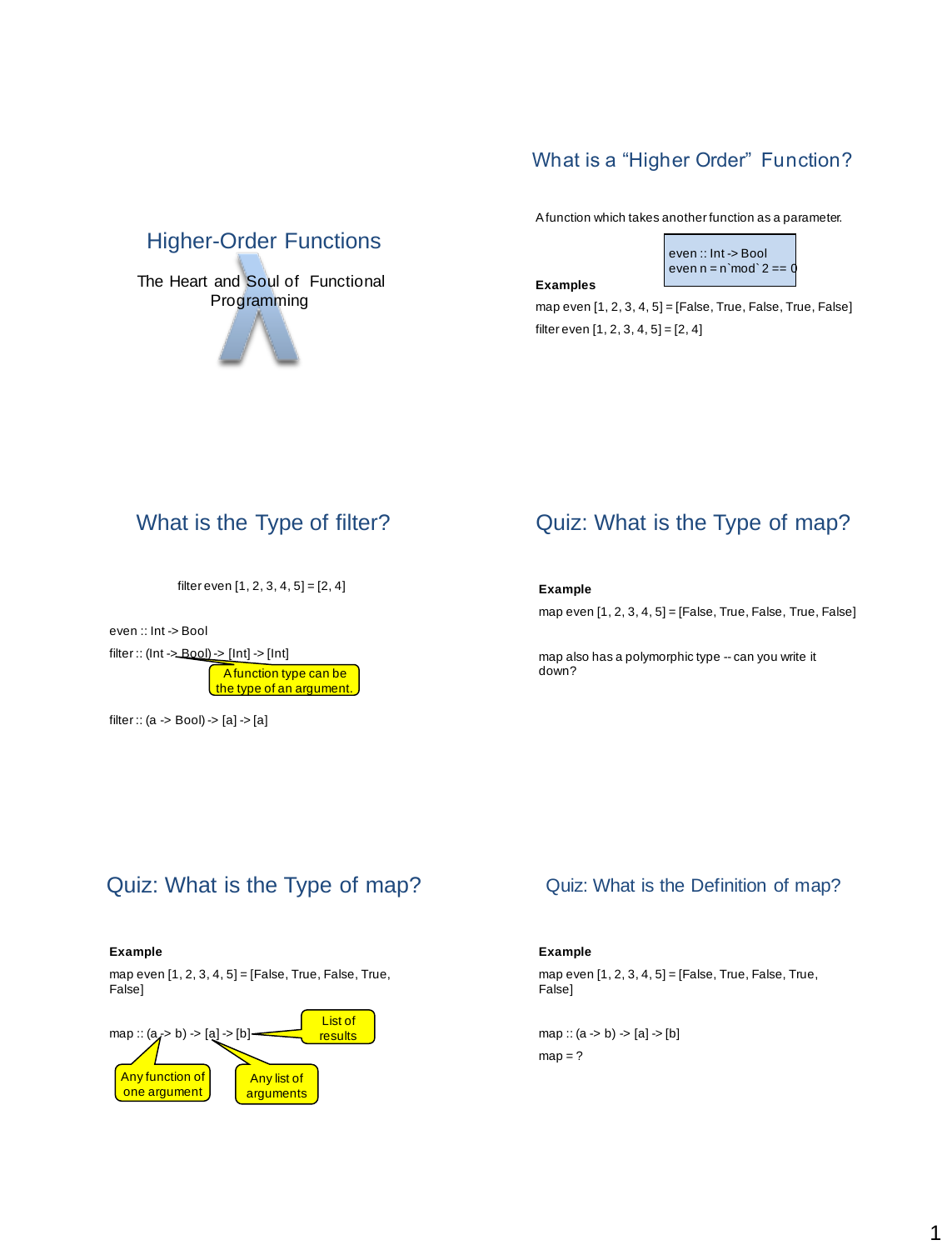# Higher-Order Functions

The Heart and Soul of Functional Programming

## What is a "Higher Order" Function?

A function which takes another function as a parameter.

```
even :: Int -> Bool
even n = n`mod` 2 == 0
```

**Examples**

map even [1, 2, 3, 4, 5] = [False, True, False, True, False]

filter even [1, 2, 3, 4, 5] = [2, 4]

## What is the Type of filter?

filter even [1, 2, 3, 4, 5] = [2, 4]

even :: Int -> Bool

filter :: (Int -> Bool) -> [Int] -> [Int]

A function type can be the type of an argument.

filter :: (a -> Bool) -> [a] -> [a]

## Quiz: What is the Type of map?

**Example**

map even [1, 2, 3, 4, 5] = [False, True, False, True, False]

map also has a polymorphic type -- can you write it down?

## Quiz: What is the Type of map?

**Example**

map even [1, 2, 3, 4, 5] = [False, True, False, True, False]

map :: (a -> b) -> [a] -> [b]

Any function of one argument

Any list of arguments

List of results

## Quiz: What is the Definition of map?

**Example**

map even [1, 2, 3, 4, 5] = [False, True, False, True, False]

map :: (a -> b) -> [a] -> [b]

map = ?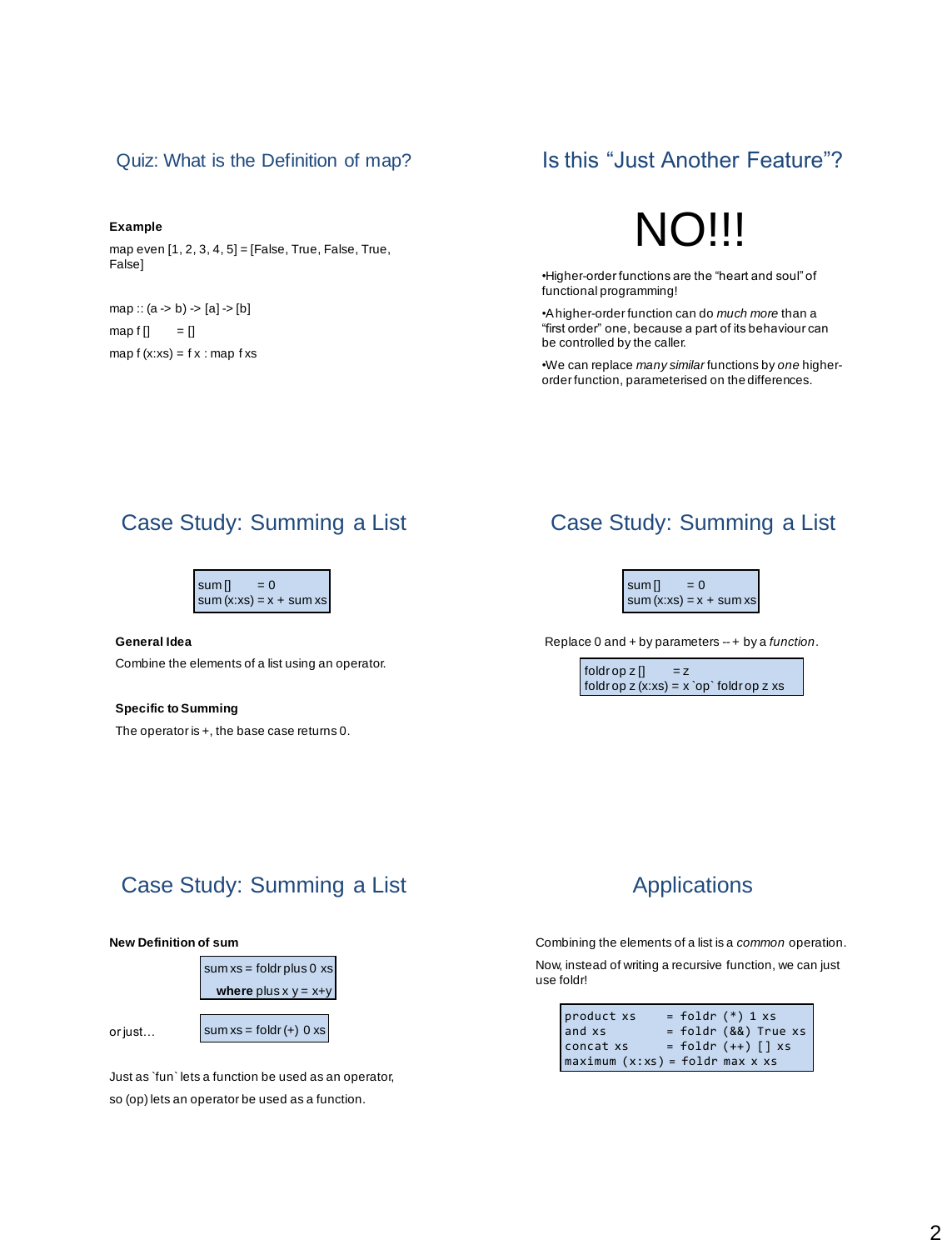## Quiz: What is the Definition of map?

**Example**

map even [1, 2, 3, 4, 5] = [False, True, False, True, False]

```
map :: (a -> b) -> [a] -> [b]
map f []     = []
map f (x:xs) = f x : map f xs
```

## Is this "Just Another Feature"?

# NO!!!

- Higher-order functions are the "heart and soul" of functional programming!
- A higher-order function can do *much more* than a "first order" one, because a part of its behaviour can be controlled by the caller.
- We can replace *many similar* functions by *one* higher-order function, parameterised on the differences.

## Case Study: Summing a List

```
sum []     = 0
sum (x:xs) = x + sum xs
```

**General Idea**

Combine the elements of a list using an operator.

**Specific to Summing**

The operator is +, the base case returns 0.

## Case Study: Summing a List

```
sum []     = 0
sum (x:xs) = x + sum xs
```

Replace 0 and + by parameters -- + by a *function*.

```
foldr op z []     = z
foldr op z (x:xs) = x `op` foldr op z xs
```

## Case Study: Summing a List

**New Definition of sum**

```
sum xs = foldr plus 0 xs
  where plus x y = x+y
```

or just…

```
sum xs = foldr (+) 0 xs
```

Just as `fun` lets a function be used as an operator,

so (op) lets an operator be used as a function.

## Applications

Combining the elements of a list is a *common* operation.

Now, instead of writing a recursive function, we can just use foldr!

```
product xs     = foldr (*) 1 xs
and xs         = foldr (&&) True xs
concat xs      = foldr (++) [] xs
maximum (x:xs) = foldr max x xs
```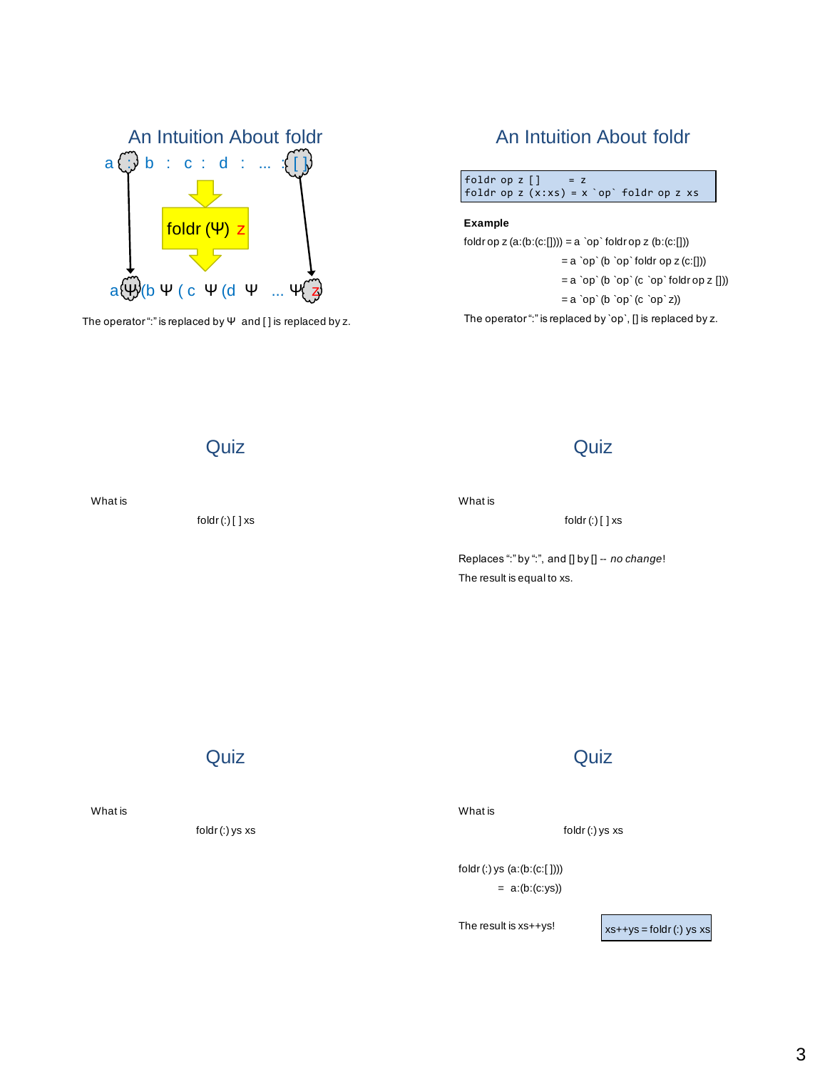## An Intuition About foldr

a : b : c : d : ... : [ ]

foldr (Ψ) z

a Ψ (b Ψ ( c Ψ (d Ψ ... Ψ z

The operator ":" is replaced by Ψ and [ ] is replaced by z.

## An Intuition About foldr

```
foldr op z []     = z
foldr op z (x:xs) = x `op` foldr op z xs
```

**Example**

foldr op z (a:(b:(c:[]))) = a `op` foldr op z (b:(c:[]))

= a `op` (b `op` foldr op z (c:[]))

= a `op` (b `op` (c `op` foldr op z []))

= a `op` (b `op` (c `op` z))

The operator ":" is replaced by `op`, [] is replaced by z.

## Quiz

What is

foldr (:) [ ] xs

## Quiz

What is

foldr (:) [ ] xs

Replaces ":" by ":", and [] by [] -- *no change*!

The result is equal to xs.

## Quiz

What is

foldr (:) ys xs

## Quiz

What is

foldr (:) ys xs

foldr (:) ys (a:(b:(c:[ ])))

= a:(b:(c:ys))

The result is xs++ys!

xs++ys = foldr (:) ys xs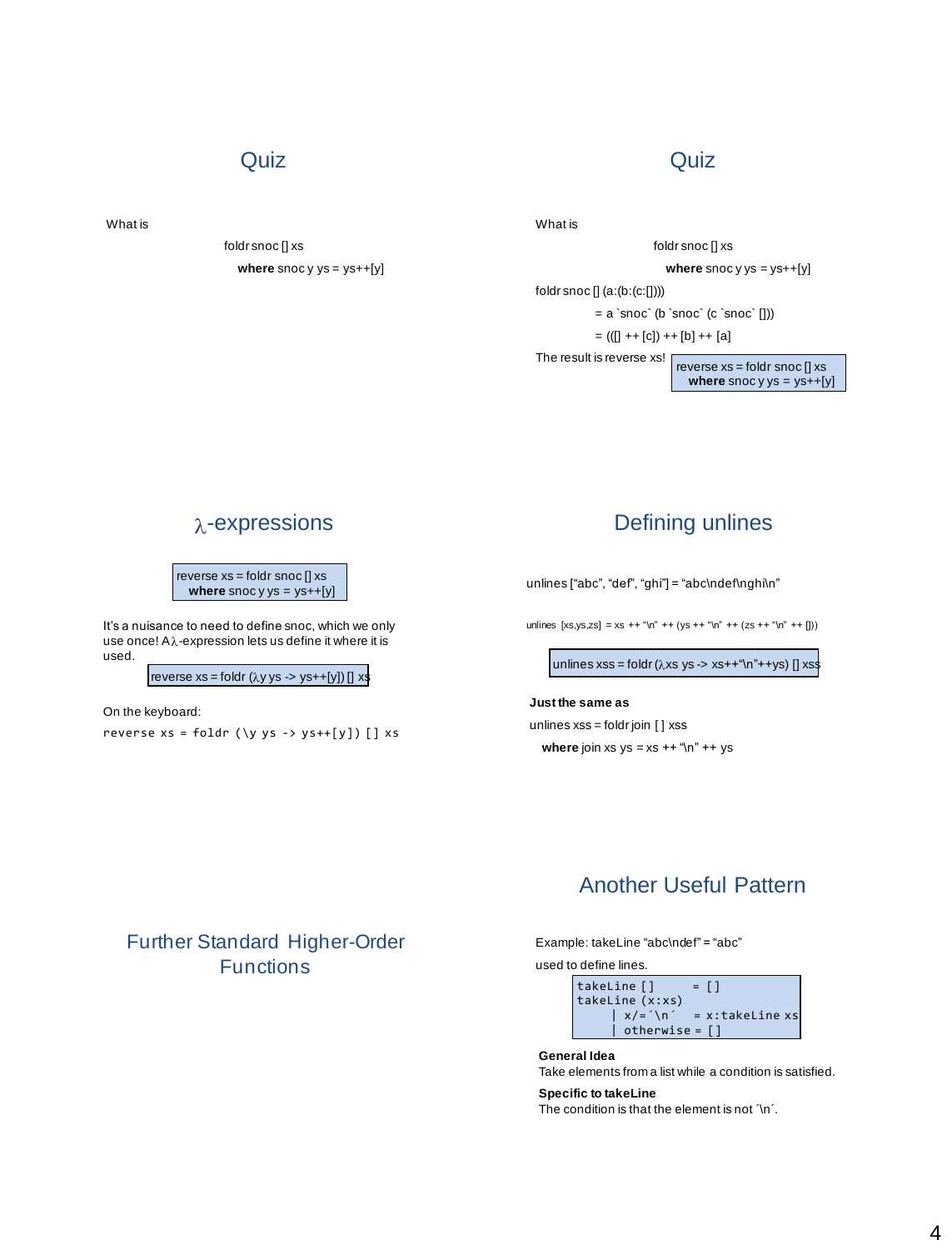## Quiz

What is

foldr snoc [] xs

**where** snoc y ys = ys++[y]

## Quiz

What is

foldr snoc [] xs

**where** snoc y ys = ys++[y]

foldr snoc [] (a:(b:(c:[])))

= a `snoc` (b `snoc` (c `snoc` []))

= (([] ++ [c]) ++ [b] ++ [a]

The result is reverse xs!

```
reverse xs = foldr snoc [] xs
  where snoc y ys = ys++[y]
```

## λ-expressions

```
reverse xs = foldr snoc [] xs
  where snoc y ys = ys++[y]
```

It's a nuisance to need to define snoc, which we only use once! A λ-expression lets us define it where it is used.

```
reverse xs = foldr (λy ys -> ys++[y]) [] xs
```

On the keyboard:

```
reverse xs = foldr (\y ys -> ys++[y]) [] xs
```

## Defining unlines

unlines [“abc”, “def”, “ghi”] = “abc\ndef\nghi\n”

unlines [xs,ys,zs] = xs ++ “\n” ++ (ys ++ “\n” ++ (zs ++ “\n” ++ []))

```
unlines xss = foldr (λxs ys -> xs++"\n"++ys) [] xss
```

**Just the same as**

unlines xss = foldr join [ ] xss

**where** join xs ys = xs ++ “\n” ++ ys

## Further Standard Higher-Order Functions

## Another Useful Pattern

Example: takeLine “abc\ndef” = “abc”

used to define lines.

```
takeLine []       = []
takeLine (x:xs)
    | x/='\n'     = x:takeLine xs
    | otherwise = []
```

**General Idea**

Take elements from a list while a condition is satisfied.

**Specific to takeLine**

The condition is that the element is not ´\n´.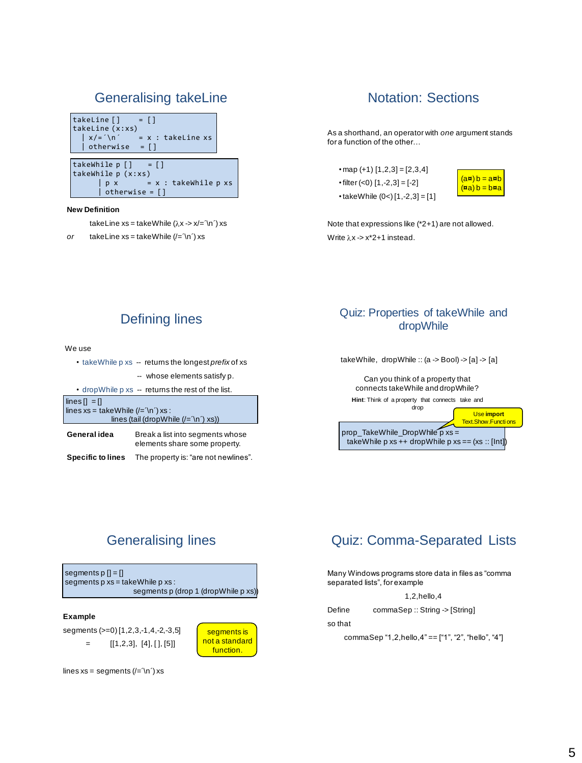## Generalising takeLine

```
takeLine []     = []
takeLine (x:xs)
  | x/=´\n´     = x : takeLine xs
  | otherwise   = []
```

```
takeWhile p []    = []
takeWhile p (x:xs)
      | p x        = x : takeWhile p xs
      | otherwise = []
```

**New Definition**

takeLine xs = takeWhile (λx -> x/=´\n´) xs

*or* takeLine xs = takeWhile (/=´\n´) xs

## Notation: Sections

As a shorthand, an operator with *one* argument stands for a function of the other…

- map (+1) [1,2,3] = [2,3,4]
- filter (<0) [1,-2,3] = [-2]
- takeWhile (0<) [1,-2,3] = [1]

(a¤) b = a¤b
(¤a) b = b¤a

Note that expressions like (*2+1) are not allowed.

Write λx -> x*2+1 instead.

## Defining lines

We use

- takeWhile p xs -- returns the longest *prefix* of xs
  -- whose elements satisfy p.
- dropWhile p xs -- returns the rest of the list.

```
lines [] = []
lines xs = takeWhile (/=´\n´) xs :
               lines (tail (dropWhile (/=´\n´) xs))
```

**General idea** Break a list into segments whose elements share some property.

**Specific to lines** The property is: "are not newlines".

## Quiz: Properties of takeWhile and dropWhile

takeWhile, dropWhile :: (a -> Bool) -> [a] -> [a]

Can you think of a property that connects takeWhile and dropWhile?

**Hint**: Think of a property that connects take and drop

Use **import** Text.Show.Functions

```
prop_TakeWhile_DropWhile p xs =
  takeWhile p xs ++ dropWhile p xs == (xs :: [Int])
```

## Generalising lines

```
segments p [] = []
segments p xs = takeWhile p xs :
                    segments p (drop 1 (dropWhile p xs))
```

**Example**

segments (>=0) [1,2,3,-1,4,-2,-3,5]
= [[1,2,3], [4], [], [5]]

segments is not a standard function.

lines xs = segments (/=´\n´) xs

## Quiz: Comma-Separated Lists

Many Windows programs store data in files as "comma separated lists", for example

1,2,hello,4

Define commaSep :: String -> [String]

so that

commaSep "1,2,hello,4" == ["1", "2", "hello", "4"]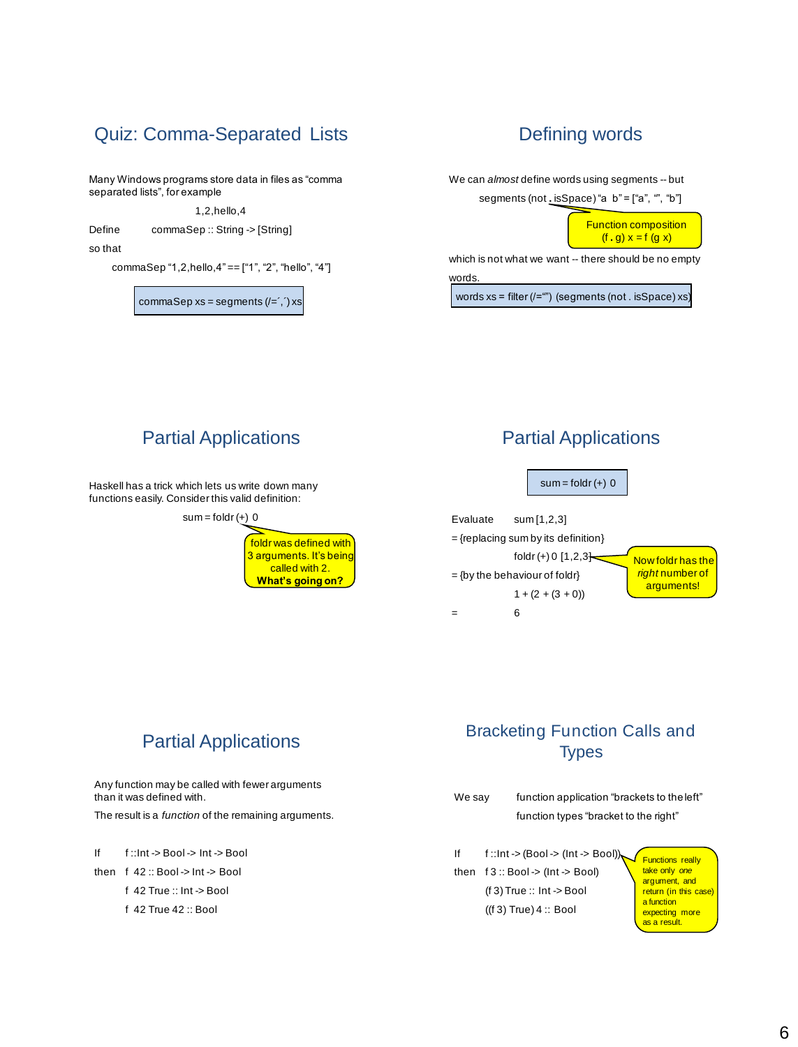## Quiz: Comma-Separated Lists

Many Windows programs store data in files as “comma separated lists”, for example

1,2,hello,4

Define commaSep :: String -> [String]

so that

commaSep “1,2,hello,4” == [“1”, “2”, “hello”, “4”]

```
commaSep xs = segments (/=´,´) xs
```

## Defining words

We can *almost* define words using segments -- but

segments (not . isSpace) “a  b” = [“a”, “”, “b”]

> Function composition
> (f . g) x = f (g x)

which is not what we want -- there should be no empty words.

```
words xs = filter (/=“”) (segments (not . isSpace) xs)
```

## Partial Applications

Haskell has a trick which lets us write down many functions easily. Consider this valid definition:

sum = foldr (+) 0

> foldr was defined with 3 arguments. It’s being called with 2. **What’s going on?**

## Partial Applications

```
sum = foldr (+) 0
```

Evaluate sum [1,2,3]

= {replacing sum by its definition}

foldr (+) 0 [1,2,3]

= {by the behaviour of foldr}

1 + (2 + (3 + 0))

= 6

> Now foldr has the *right* number of arguments!

## Partial Applications

Any function may be called with fewer arguments than it was defined with.

The result is a *function* of the remaining arguments.

If f ::Int -> Bool -> Int -> Bool

then f 42 :: Bool -> Int -> Bool

f 42 True :: Int -> Bool

f 42 True 42 :: Bool

## Bracketing Function Calls and Types

We say function application “brackets to the left”

function types “bracket to the right”

If f ::Int -> (Bool -> (Int -> Bool))

then f 3 :: Bool -> (Int -> Bool)

(f 3) True :: Int -> Bool

((f 3) True) 4 :: Bool

> Functions really take only *one* argument, and return (in this case) a function expecting more as a result.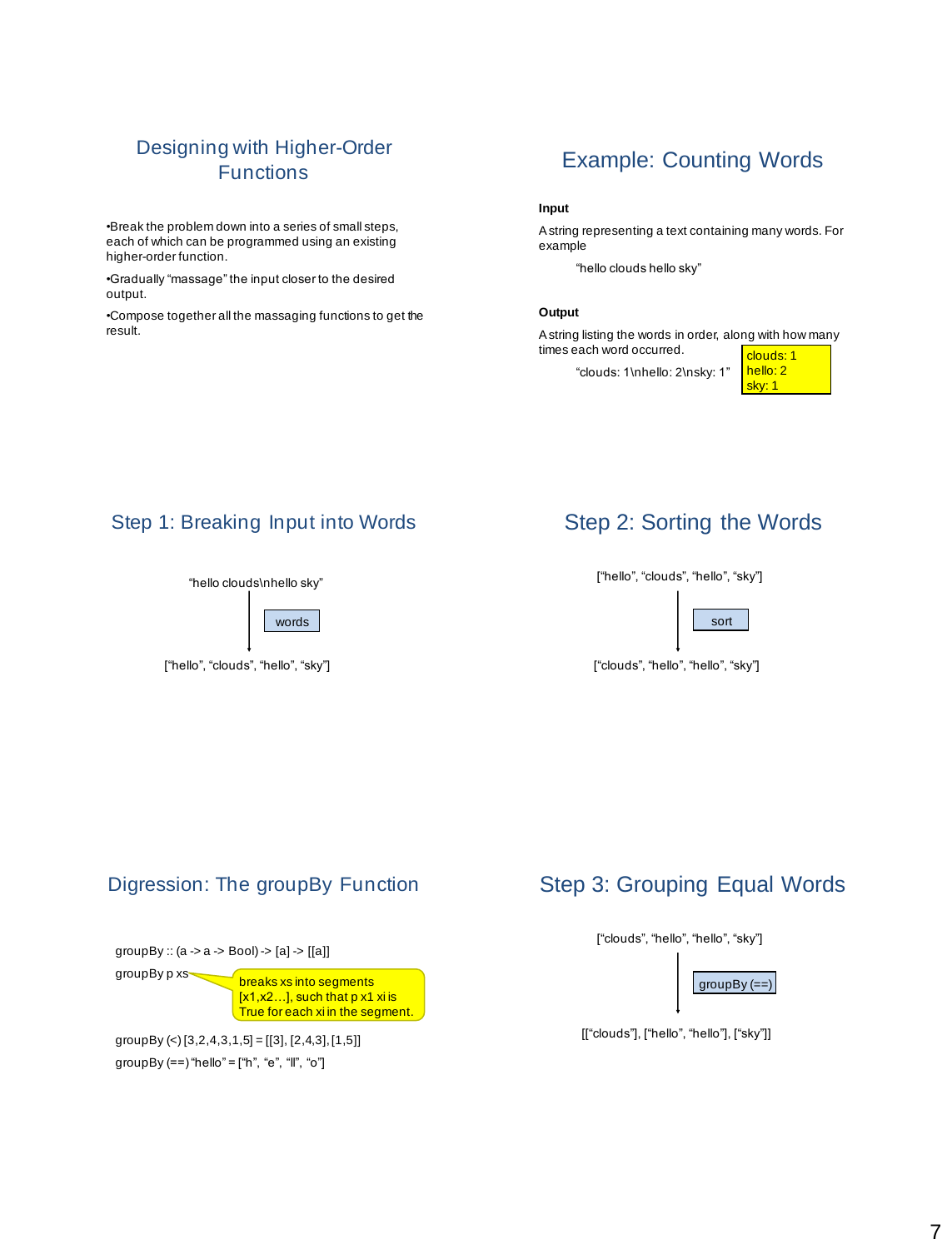## Designing with Higher-Order Functions

- Break the problem down into a series of small steps, each of which can be programmed using an existing higher-order function.
- Gradually "massage" the input closer to the desired output.
- Compose together all the massaging functions to get the result.

## Example: Counting Words

**Input**

A string representing a text containing many words. For example

"hello clouds hello sky"

**Output**

A string listing the words in order, along with how many times each word occurred.

"clouds: 1\nhello: 2\nsky: 1"

```
clouds: 1
hello: 2
sky: 1
```

## Step 1: Breaking Input into Words

"hello clouds\nhello sky"

↓ words

["hello", "clouds", "hello", "sky"]

## Step 2: Sorting the Words

["hello", "clouds", "hello", "sky"]

↓ sort

["clouds", "hello", "hello", "sky"]

## Digression: The groupBy Function

groupBy :: (a -> a -> Bool) -> [a] -> [[a]]

groupBy p xs — breaks xs into segments [x1,x2…], such that p x1 xi is True for each xi in the segment.

groupBy (<) [3,2,4,3,1,5] = [[3], [2,4,3], [1,5]]

groupBy (==) "hello" = ["h", "e", "ll", "o"]

## Step 3: Grouping Equal Words

["clouds", "hello", "hello", "sky"]

↓ groupBy (==)

[["clouds"], ["hello", "hello"], ["sky"]]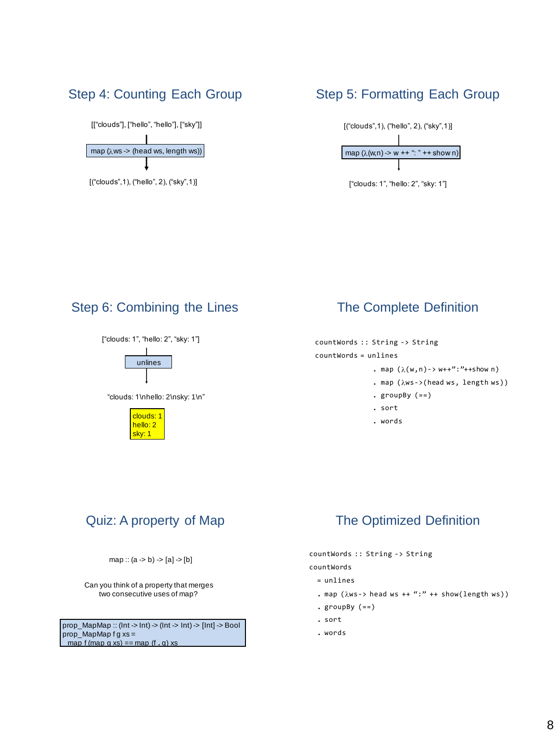## Step 4: Counting Each Group

[["clouds"], ["hello", "hello"], ["sky"]]

map (λws -> (head ws, length ws))

[("clouds",1), ("hello", 2), ("sky",1)]

## Step 5: Formatting Each Group

[("clouds",1), ("hello", 2), ("sky",1)]

map (λ(w,n) -> w ++ ": " ++ show n)

["clouds: 1", "hello: 2", "sky: 1"]

## Step 6: Combining the Lines

["clouds: 1", "hello: 2", "sky: 1"]

unlines

"clouds: 1\nhello: 2\nsky: 1\n"

clouds: 1
hello: 2
sky: 1

## The Complete Definition

```
countWords :: String -> String
countWords = unlines
             . map (λ(w,n)-> w++":"++show n)
             . map (λws->(head ws, length ws))
             . groupBy (==)
             . sort
             . words
```

## Quiz: A property of Map

map :: (a -> b) -> [a] -> [b]

Can you think of a property that merges two consecutive uses of map?

```
prop_MapMap :: (Int -> Int) -> (Int -> Int) -> [Int] -> Bool
prop_MapMap f g xs =
  map f (map g xs) == map (f . g) xs
```

## The Optimized Definition

```
countWords :: String -> String
countWords
  = unlines
  . map (λws-> head ws ++ ":" ++ show(length ws))
  . groupBy (==)
  . sort
  . words
```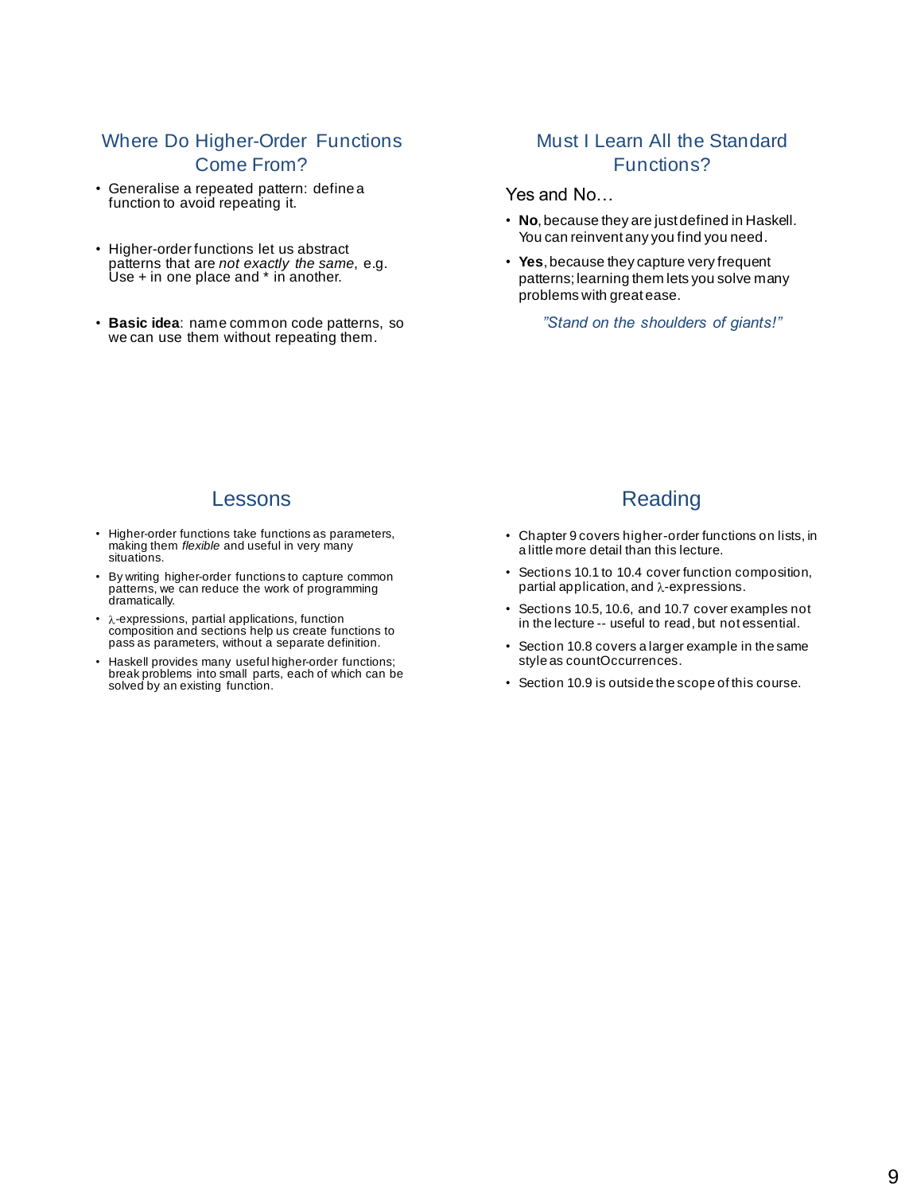## Where Do Higher-Order Functions Come From?

- Generalise a repeated pattern: define a function to avoid repeating it.
- Higher-order functions let us abstract patterns that are *not exactly the same*, e.g. Use + in one place and * in another.
- **Basic idea**: name common code patterns, so we can use them without repeating them.

## Must I Learn All the Standard Functions?

Yes and No…

- **No**, because they are just defined in Haskell. You can reinvent any you find you need.
- **Yes**, because they capture very frequent patterns; learning them lets you solve many problems with great ease.

*"Stand on the shoulders of giants!"*

## Lessons

- Higher-order functions take functions as parameters, making them *flexible* and useful in very many situations.
- By writing higher-order functions to capture common patterns, we can reduce the work of programming dramatically.
- $\lambda$-expressions, partial applications, function composition and sections help us create functions to pass as parameters, without a separate definition.
- Haskell provides many useful higher-order functions; break problems into small parts, each of which can be solved by an existing function.

## Reading

- Chapter 9 covers higher-order functions on lists, in a little more detail than this lecture.
- Sections 10.1 to 10.4 cover function composition, partial application, and $\lambda$-expressions.
- Sections 10.5, 10.6, and 10.7 cover examples not in the lecture -- useful to read, but not essential.
- Section 10.8 covers a larger example in the same style as countOccurrences.
- Section 10.9 is outside the scope of this course.